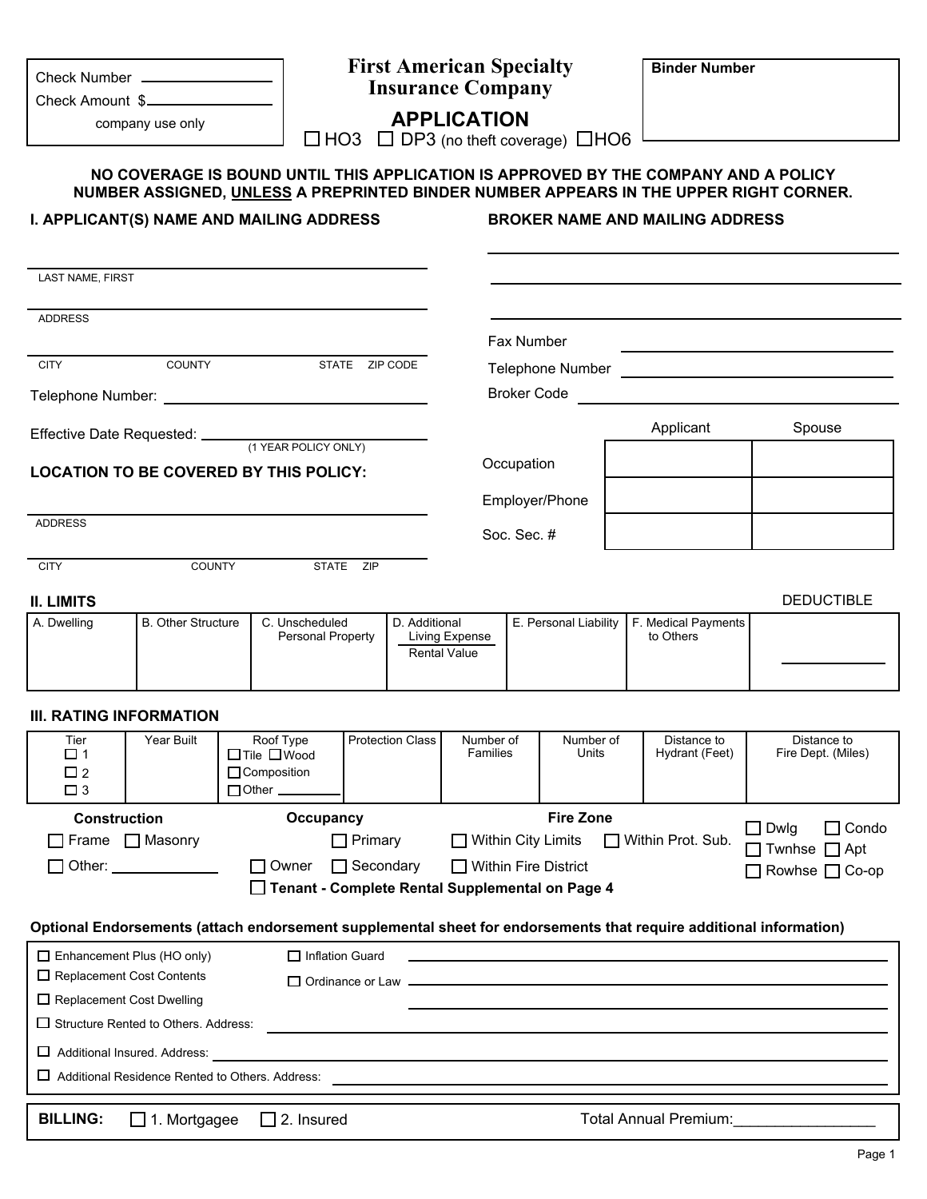| Check Number ____________ |
|---|
| Check Amount $____________ |
| company use only |

# First American Specialty Insurance Company

## APPLICATION

☐ HO3 ☐ DP3 (no theft coverage) ☐ HO6

**Binder Number**

**NO COVERAGE IS BOUND UNTIL THIS APPLICATION IS APPROVED BY THE COMPANY AND A POLICY NUMBER ASSIGNED, UNLESS A PREPRINTED BINDER NUMBER APPEARS IN THE UPPER RIGHT CORNER.**

### I. APPLICANT(S) NAME AND MAILING ADDRESS

_______________________________________________
LAST NAME, FIRST

_______________________________________________
ADDRESS

_______________________________________________
CITY COUNTY STATE ZIP CODE

Telephone Number: ______________________________

Effective Date Requested: ________________________ (1 YEAR POLICY ONLY)

### LOCATION TO BE COVERED BY THIS POLICY:

_______________________________________________
ADDRESS

_______________________________________________
CITY COUNTY STATE ZIP

### BROKER NAME AND MAILING ADDRESS

_______________________________________________

_______________________________________________

_______________________________________________

Fax Number ______________________________

Telephone Number ______________________________

Broker Code ______________________________

| | Applicant | Spouse |
|---|---|---|
| Occupation | | |
| Employer/Phone | | |
| Soc. Sec. # | | |

### II. LIMITS

| A. Dwelling | B. Other Structure | C. Unscheduled Personal Property | D. Additional Living Expense / Rental Value | E. Personal Liability | F. Medical Payments to Others | DEDUCTIBLE |
|---|---|---|---|---|---|---|
| | | | | | | ________ |

### III. RATING INFORMATION

| Tier | Year Built | Roof Type | Protection Class | Number of Families | Number of Units | Distance to Hydrant (Feet) | Distance to Fire Dept. (Miles) |
|---|---|---|---|---|---|---|---|
| ☐ 1<br>☐ 2<br>☐ 3 | | ☐ Tile ☐ Wood<br>☐ Composition<br>☐ Other ________ | | | | | |

**Construction**
☐ Frame ☐ Masonry
☐ Other: ____________

**Occupancy**
☐ Primary
☐ Owner ☐ Secondary
☐ **Tenant - Complete Rental Supplemental on Page 4**

**Fire Zone**
☐ Within City Limits ☐ Within Prot. Sub.
☐ Within Fire District

☐ Dwlg ☐ Condo
☐ Twnhse ☐ Apt
☐ Rowhse ☐ Co-op

**Optional Endorsements (attach endorsement supplemental sheet for endorsements that require additional information)**

☐ Enhancement Plus (HO only)
☐ Replacement Cost Contents
☐ Replacement Cost Dwelling
☐ Inflation Guard ______________________________
☐ Ordinance or Law ______________________________
______________________________
☐ Structure Rented to Others. Address: ______________________________
☐ Additional Insured. Address: ______________________________
☐ Additional Residence Rented to Others. Address: ______________________________

**BILLING:** ☐ 1. Mortgagee ☐ 2. Insured Total Annual Premium: ________________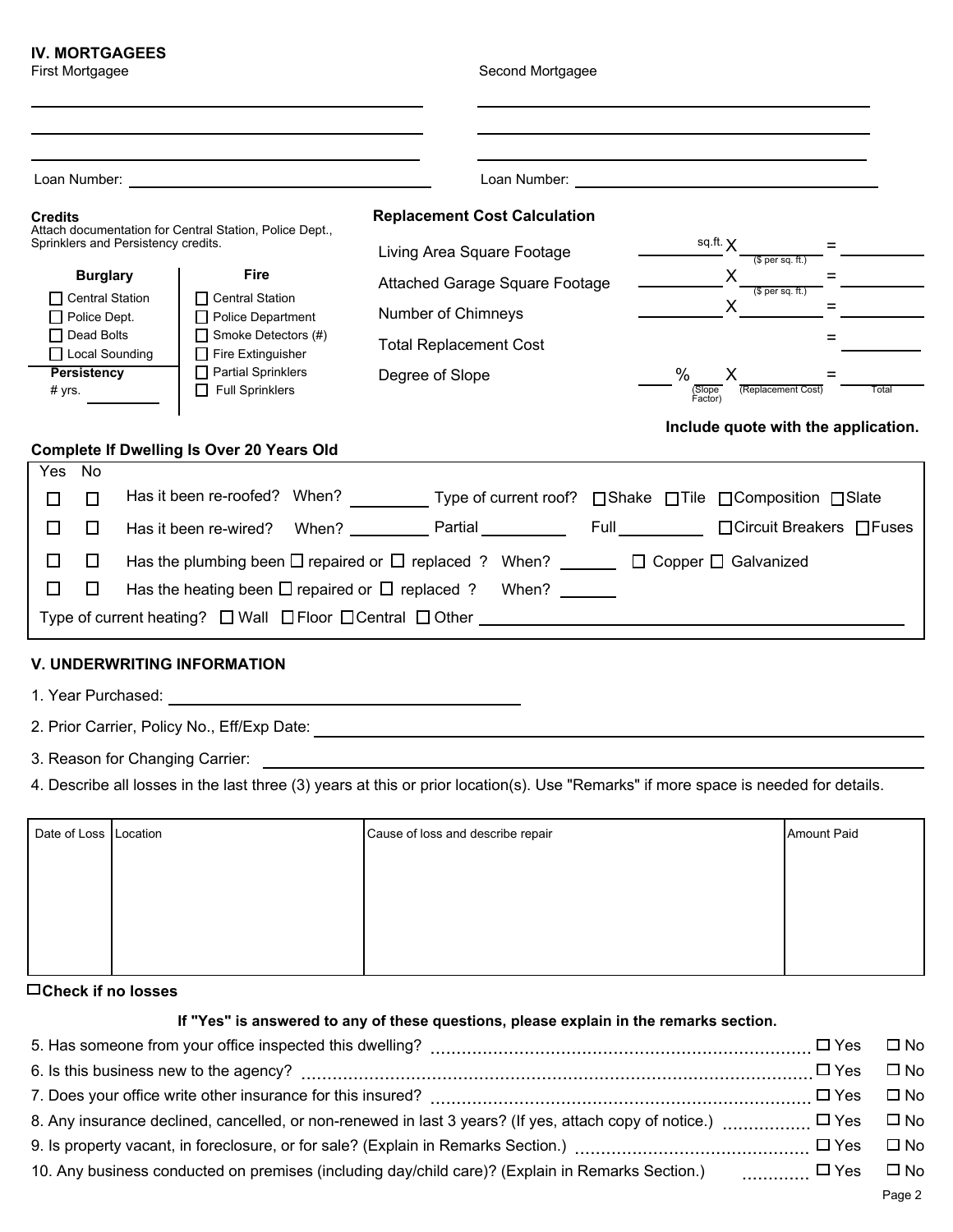## IV. MORTGAGEES

First Mortgagee

______________________________

______________________________

______________________________

Loan Number: ______________________________

Second Mortgagee

______________________________

______________________________

______________________________

Loan Number: ______________________________

**Credits**
Attach documentation for Central Station, Police Dept., Sprinklers and Persistency credits.

| **Burglary** | **Fire** |
|---|---|
| ☐ Central Station | ☐ Central Station |
| ☐ Police Dept. | ☐ Police Department |
| ☐ Dead Bolts | ☐ Smoke Detectors (#) |
| ☐ Local Sounding | ☐ Fire Extinguisher |
| **Persistency** | ☐ Partial Sprinklers |
| # yrs. ________ | ☐ Full Sprinklers |

**Replacement Cost Calculation**

| | | | | |
|---|---|---|---|---|
| Living Area Square Footage | ________ sq.ft. | X ________ ($ per sq. ft.) | = | ________ |
| Attached Garage Square Footage | ________ | X ________ ($ per sq. ft.) | = | ________ |
| Number of Chimneys | ________ | X ________ | = | ________ |
| Total Replacement Cost | | | = | ________ |
| Degree of Slope | ____ % (Slope Factor) | X ________ (Replacement Cost) | = | ________ Total |

**Include quote with the application.**

**Complete If Dwelling Is Over 20 Years Old**

| Yes | No | |
|---|---|---|
| ☐ | ☐ | Has it been re-roofed? When? ________ Type of current roof? ☐Shake ☐Tile ☐Composition ☐Slate |
| ☐ | ☐ | Has it been re-wired? When? ________ Partial ________ Full ________ ☐Circuit Breakers ☐Fuses |
| ☐ | ☐ | Has the plumbing been ☐ repaired or ☐ replaced ? When? ______ ☐ Copper ☐ Galvanized |
| ☐ | ☐ | Has the heating been ☐ repaired or ☐ replaced ? When? ______ |

Type of current heating? ☐ Wall ☐ Floor ☐ Central ☐ Other ______________________________

## V. UNDERWRITING INFORMATION

1. Year Purchased: ______________________________
2. Prior Carrier, Policy No., Eff/Exp Date: ______________________________
3. Reason for Changing Carrier: ______________________________
4. Describe all losses in the last three (3) years at this or prior location(s). Use "Remarks" if more space is needed for details.

| Date of Loss | Location | Cause of loss and describe repair | Amount Paid |
|---|---|---|---|
| | | | |

☐ **Check if no losses**

**If "Yes" is answered to any of these questions, please explain in the remarks section.**

5. Has someone from your office inspected this dwelling? ☐ Yes ☐ No
6. Is this business new to the agency? ☐ Yes ☐ No
7. Does your office write other insurance for this insured? ☐ Yes ☐ No
8. Any insurance declined, cancelled, or non-renewed in last 3 years? (If yes, attach copy of notice.) ☐ Yes ☐ No
9. Is property vacant, in foreclosure, or for sale? (Explain in Remarks Section.) ☐ Yes ☐ No
10. Any business conducted on premises (including day/child care)? (Explain in Remarks Section.) ☐ Yes ☐ No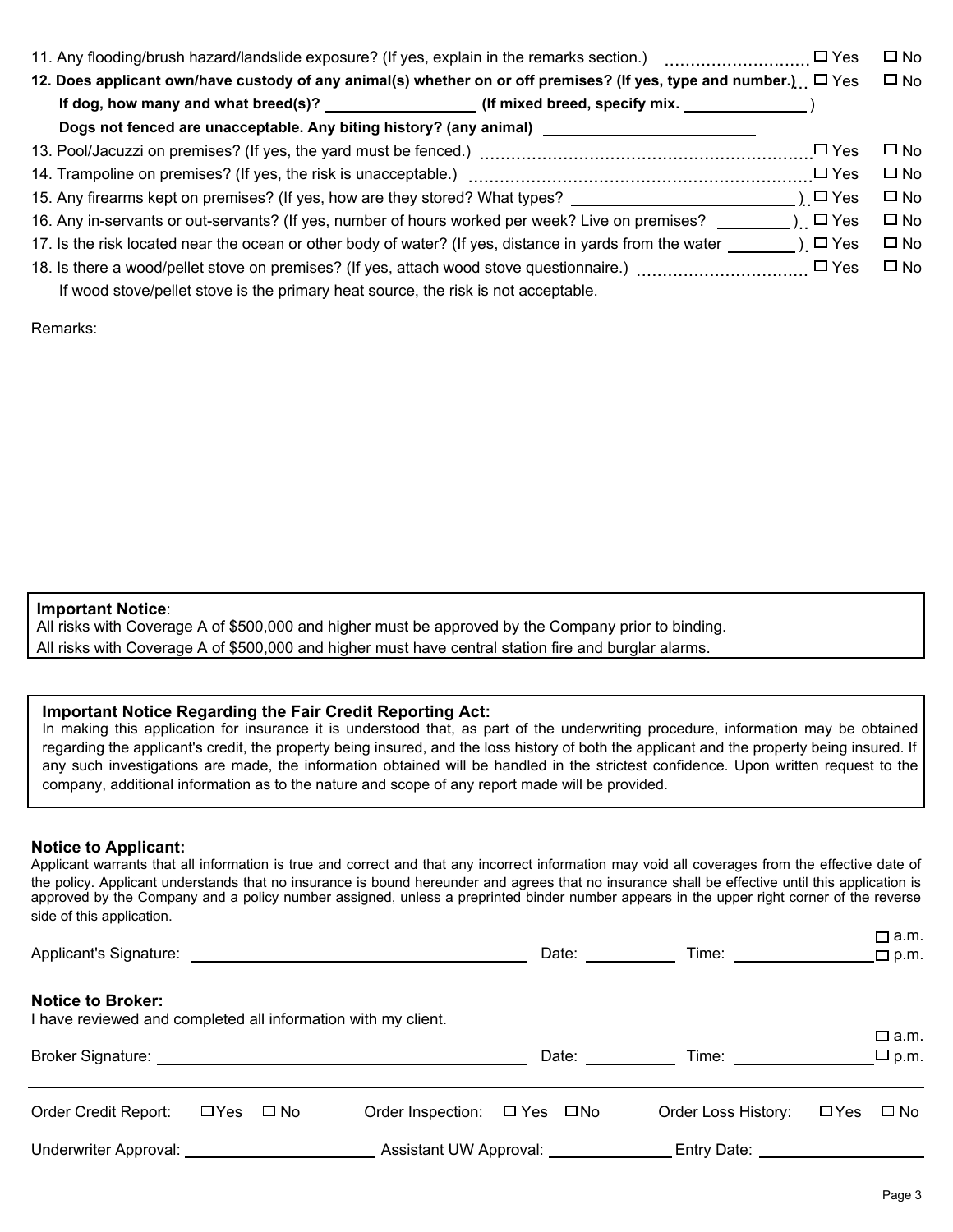11. Any flooding/brush hazard/landslide exposure? (If yes, explain in the remarks section.) ............................ ☐ Yes ☐ No

**12. Does applicant own/have custody of any animal(s) whether on or off premises? (If yes, type and number.)** ☐ Yes ☐ No

**If dog, how many and what breed(s)? ________________ (If mixed breed, specify mix. ______________ )**

**Dogs not fenced are unacceptable. Any biting history? (any animal) ________________________**

13. Pool/Jacuzzi on premises? (If yes, the yard must be fenced.) ............................................................ ☐ Yes ☐ No

14. Trampoline on premises? (If yes, the risk is unacceptable.) ............................................................ ☐ Yes ☐ No

15. Any firearms kept on premises? (If yes, how are they stored? What types? __________________________ ) ☐ Yes ☐ No

16. Any in-servants or out-servants? (If yes, number of hours worked per week? Live on premises? ________ ) ☐ Yes ☐ No

17. Is the risk located near the ocean or other body of water? (If yes, distance in yards from the water ________ ) ☐ Yes ☐ No

18. Is there a wood/pellet stove on premises? (If yes, attach wood stove questionnaire.) ................................ ☐ Yes ☐ No

If wood stove/pellet stove is the primary heat source, the risk is not acceptable.

Remarks:

**Important Notice**:
All risks with Coverage A of $500,000 and higher must be approved by the Company prior to binding.
All risks with Coverage A of $500,000 and higher must have central station fire and burglar alarms.

**Important Notice Regarding the Fair Credit Reporting Act:**
In making this application for insurance it is understood that, as part of the underwriting procedure, information may be obtained regarding the applicant's credit, the property being insured, and the loss history of both the applicant and the property being insured. If any such investigations are made, the information obtained will be handled in the strictest confidence. Upon written request to the company, additional information as to the nature and scope of any report made will be provided.

**Notice to Applicant:**
Applicant warrants that all information is true and correct and that any incorrect information may void all coverages from the effective date of the policy. Applicant understands that no insurance is bound hereunder and agrees that no insurance shall be effective until this application is approved by the Company and a policy number assigned, unless a preprinted binder number appears in the upper right corner of the reverse side of this application.

Applicant's Signature: ______________________ Date: __________ Time: ______________ ☐ a.m. ☐ p.m.

**Notice to Broker:**
I have reviewed and completed all information with my client.

Broker Signature: ______________________ Date: __________ Time: ______________ ☐ a.m. ☐ p.m.

Order Credit Report: ☐Yes ☐ No Order Inspection: ☐ Yes ☐No Order Loss History: ☐Yes ☐ No

Underwriter Approval: ____________________ Assistant UW Approval: ______________ Entry Date: ____________________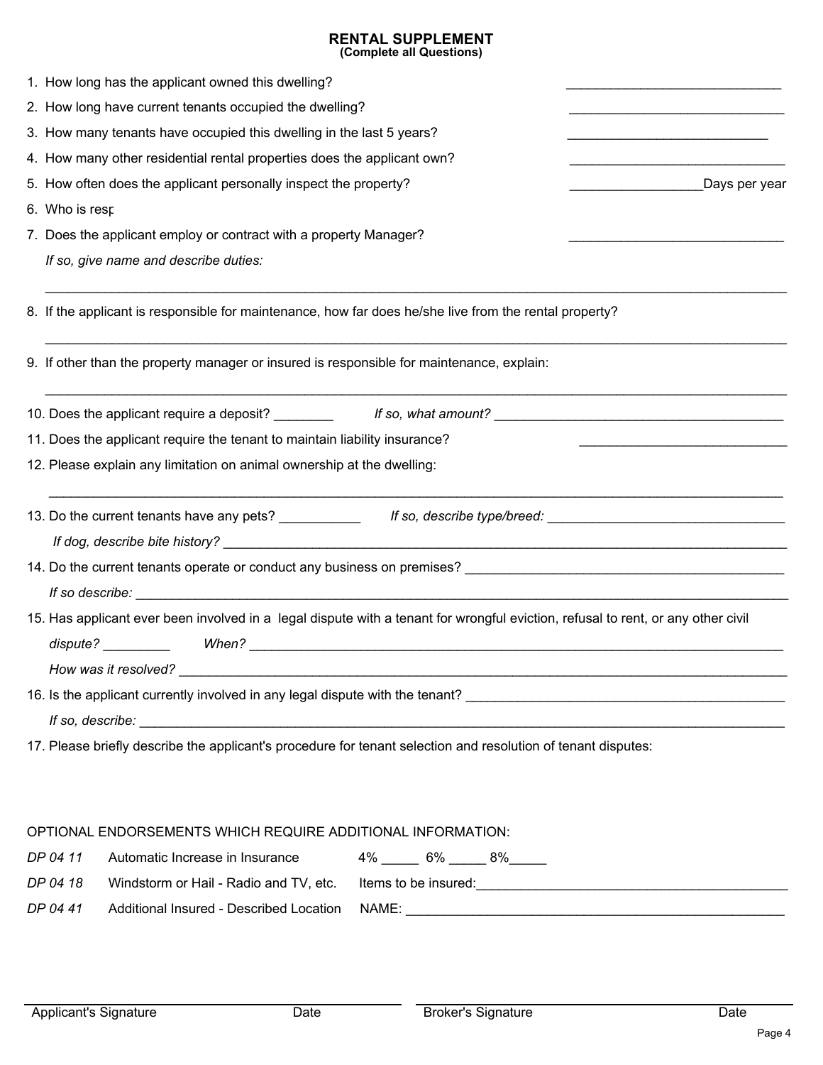## RENTAL SUPPLEMENT
**(Complete all Questions)**

1. How long has the applicant owned this dwelling? ______________________________
2. How long have current tenants occupied the dwelling? ______________________________
3. How many tenants have occupied this dwelling in the last 5 years? ____________________________
4. How many other residential rental properties does the applicant own? ______________________________
5. How often does the applicant personally inspect the property? __________________Days per year
6. Who is resp
7. Does the applicant employ or contract with a property Manager? ______________________________

   *If so, give name and describe duties:*

   ________________________________________________________________________________________________

8. If the applicant is responsible for maintenance, how far does he/she live from the rental property?

   ________________________________________________________________________________________________

9. If other than the property manager or insured is responsible for maintenance, explain:

   ________________________________________________________________________________________________

10. Does the applicant require a deposit? ________ *If so, what amount?* ________________________________________
11. Does the applicant require the tenant to maintain liability insurance? ____________________________
12. Please explain any limitation on animal ownership at the dwelling:

    ________________________________________________________________________________________________

13. Do the current tenants have any pets? ___________ *If so, describe type/breed:* _________________________________

    *If dog, describe bite history?* ________________________________________________________________________________

14. Do the current tenants operate or conduct any business on premises? _____________________________________________

    *If so describe:* ________________________________________________________________________________________

15. Has applicant ever been involved in a legal dispute with a tenant for wrongful eviction, refusal to rent, or any other civil *dispute?* _________ *When?* _______________________________________________________________________________

    *How was it resolved?* ____________________________________________________________________________________

16. Is the applicant currently involved in any legal dispute with the tenant? ____________________________________________

    *If so, describe:* ________________________________________________________________________________________

17. Please briefly describe the applicant's procedure for tenant selection and resolution of tenant disputes:

OPTIONAL ENDORSEMENTS WHICH REQUIRE ADDITIONAL INFORMATION:

| | | |
|---|---|---|
| *DP 04 11* | Automatic Increase in Insurance | 4% _____ 6% _____ 8%_____ |
| *DP 04 18* | Windstorm or Hail - Radio and TV, etc. | Items to be insured:___________________________________________ |
| *DP 04 41* | Additional Insured - Described Location | NAME: ____________________________________________________ |

Applicant's Signature ____________ Date ____________ Broker's Signature ____________ Date ____________